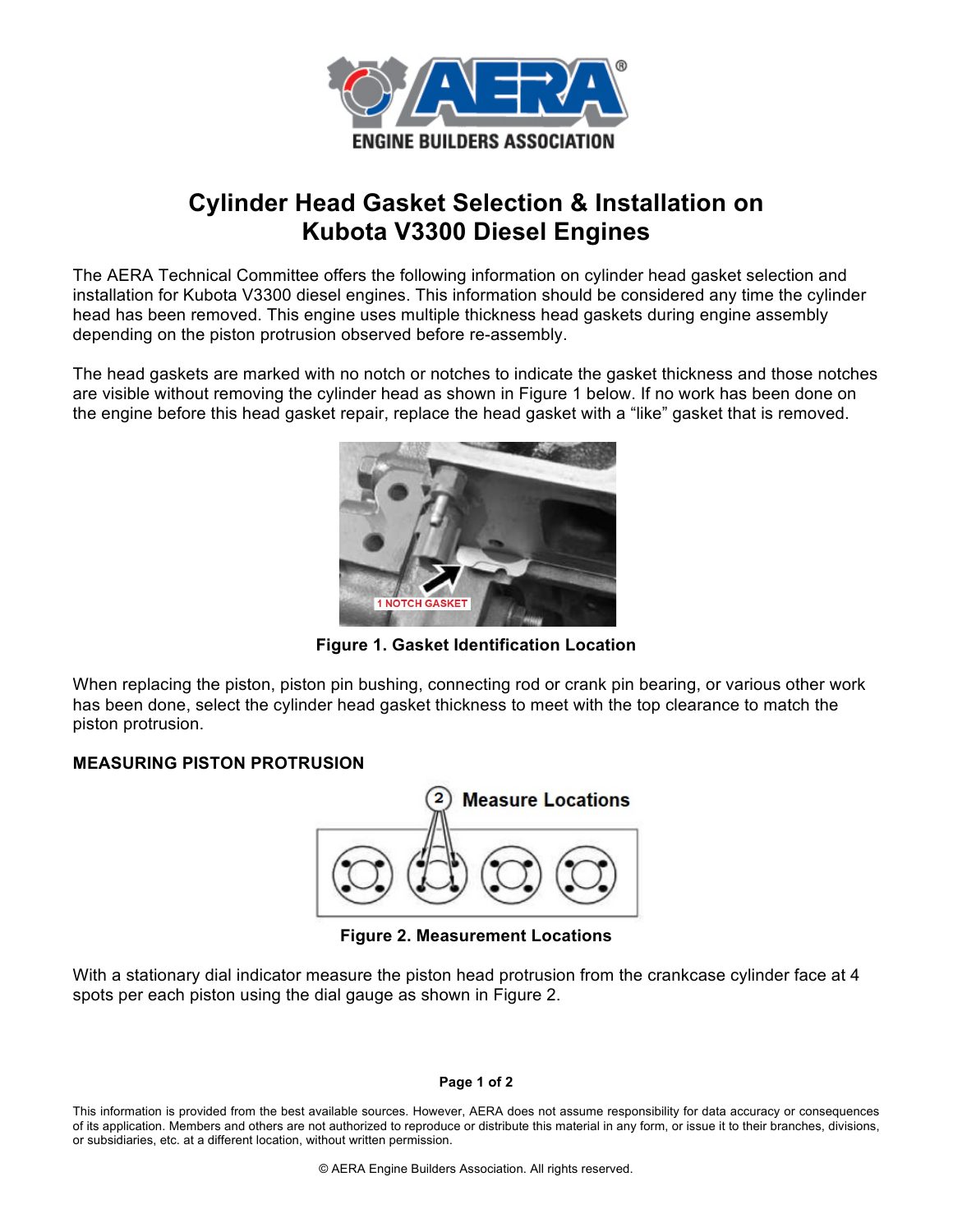# Cylinder Head Gasket Selection & Installation on Kubota V3300 Diesel Engines

The AERA Technical Committee offers the following information on cylinder head gasket selection and installation for Kubota V3300 diesel engines. This information should be considered any time the cylinder head has been removed. This engine uses multiple thickness head gaskets during engine assembly depending on the piston protrusion observed before re-assembly.

The head gaskets are marked with no notch or notches to indicate the gasket thickness and those notches are visible without removing the cylinder head as shown in Figure 1 below. If no work has been done on the engine before this head gasket repair, replace the head gasket with a "like" gasket that is removed.

**Figure 1. Gasket Identification Location**

When replacing the piston, piston pin bushing, connecting rod or crank pin bearing, or various other work has been done, select the cylinder head gasket thickness to meet with the top clearance to match the piston protrusion.

**MEASURING PISTON PROTRUSION**

**Figure 2. Measurement Locations**

With a stationary dial indicator measure the piston head protrusion from the crankcase cylinder face at 4 spots per each piston using the dial gauge as shown in Figure 2.

This information is provided from the best available sources. However, AERA does not assume responsibility for data accuracy or consequences of its application. Members and others are not authorized to reproduce or distribute this material in any form, or issue it to their branches, divisions, or subsidiaries, etc. at a different location, without written permission.

© AERA Engine Builders Association. All rights reserved.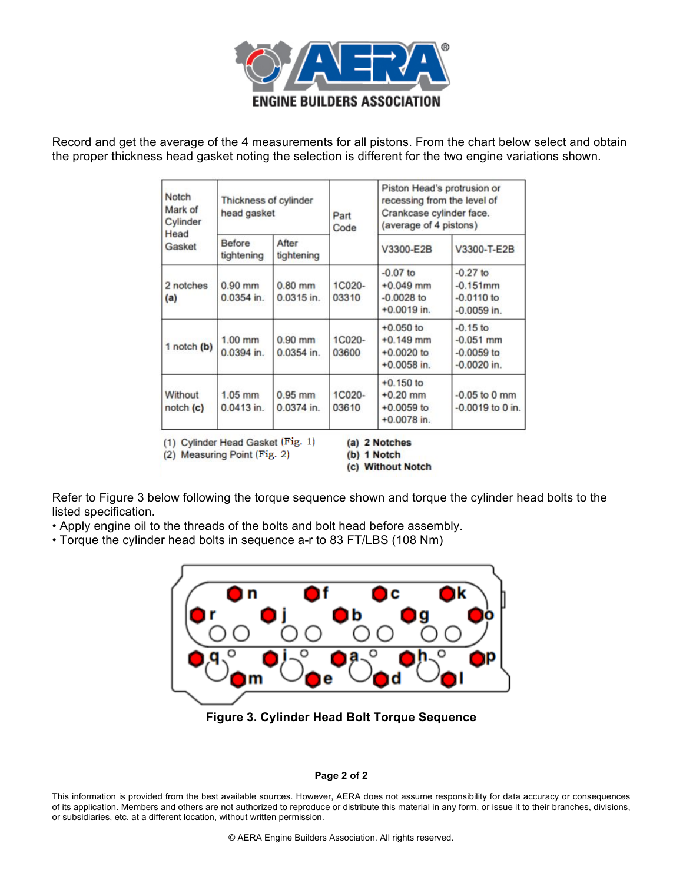Record and get the average of the 4 measurements for all pistons. From the chart below select and obtain the proper thickness head gasket noting the selection is different for the two engine variations shown.

| Notch Mark of Cylinder Head Gasket | Thickness of cylinder head gasket | | Part Code | Piston Head's protrusion or recessing from the level of Crankcase cylinder face. (average of 4 pistons) | |
|---|---|---|---|---|---|
| | Before tightening | After tightening | | V3300-E2B | V3300-T-E2B |
| 2 notches **(a)** | 0.90 mm 0.0354 in. | 0.80 mm 0.0315 in. | 1C020-03310 | -0.07 to +0.049 mm -0.0028 to +0.0019 in. | -0.27 to -0.151mm -0.0110 to -0.0059 in. |
| 1 notch **(b)** | 1.00 mm 0.0394 in. | 0.90 mm 0.0354 in. | 1C020-03600 | +0.050 to +0.149 mm +0.0020 to +0.0058 in. | -0.15 to -0.051 mm -0.0059 to -0.0020 in. |
| Without notch **(c)** | 1.05 mm 0.0413 in. | 0.95 mm 0.0374 in. | 1C020-03610 | +0.150 to +0.20 mm +0.0059 to +0.0078 in. | -0.05 to 0 mm -0.0019 to 0 in. |

(1) Cylinder Head Gasket (Fig. 1)
(2) Measuring Point (Fig. 2)

**(a) 2 Notches**
**(b) 1 Notch**
**(c) Without Notch**

Refer to Figure 3 below following the torque sequence shown and torque the cylinder head bolts to the listed specification.

- Apply engine oil to the threads of the bolts and bolt head before assembly.
- Torque the cylinder head bolts in sequence a-r to 83 FT/LBS (108 Nm)

n f c k
r j b g o
q i a h p
m e d l

**Figure 3. Cylinder Head Bolt Torque Sequence**

This information is provided from the best available sources. However, AERA does not assume responsibility for data accuracy or consequences of its application. Members and others are not authorized to reproduce or distribute this material in any form, or issue it to their branches, divisions, or subsidiaries, etc. at a different location, without written permission.

© AERA Engine Builders Association. All rights reserved.